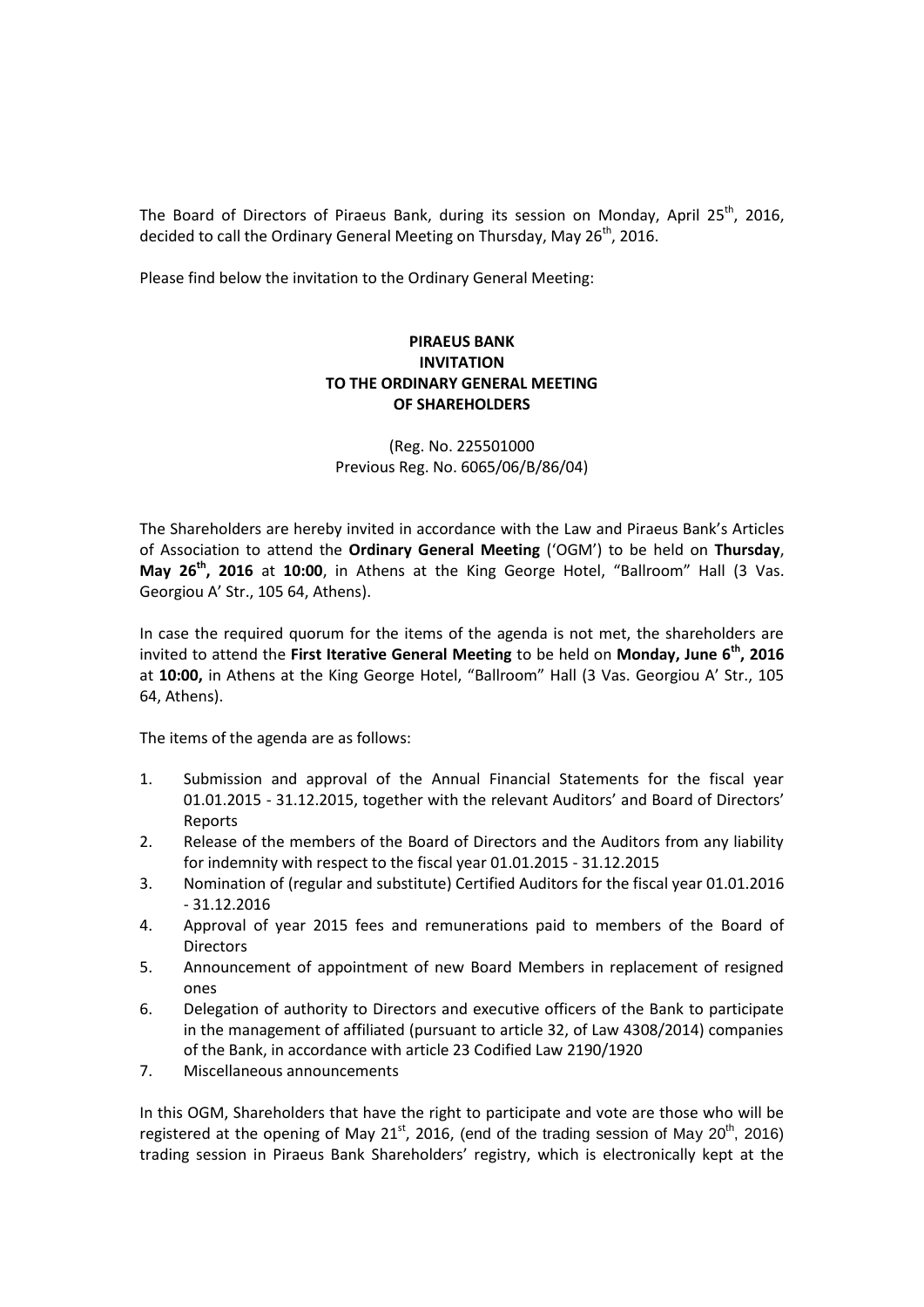The Board of Directors of Piraeus Bank, during its session on Monday, April 25th, 2016, decided to call the Ordinary General Meeting on Thursday, May 26th, 2016.

Please find below the invitation to the Ordinary General Meeting:

**PIRAEUS BANK**
**INVITATION**
**TO THE ORDINARY GENERAL MEETING**
**OF SHAREHOLDERS**

(Reg. No. 225501000
Previous Reg. No. 6065/06/B/86/04)

The Shareholders are hereby invited in accordance with the Law and Piraeus Bank's Articles of Association to attend the **Ordinary General Meeting** ('OGM') to be held on **Thursday**, **May 26th, 2016** at **10:00**, in Athens at the King George Hotel, "Ballroom" Hall (3 Vas. Georgiou A' Str., 105 64, Athens).

In case the required quorum for the items of the agenda is not met, the shareholders are invited to attend the **First Iterative General Meeting** to be held on **Monday, June 6th, 2016** at **10:00,** in Athens at the King George Hotel, "Ballroom" Hall (3 Vas. Georgiou A' Str., 105 64, Athens).

The items of the agenda are as follows:

1. Submission and approval of the Annual Financial Statements for the fiscal year 01.01.2015 - 31.12.2015, together with the relevant Auditors' and Board of Directors' Reports
2. Release of the members of the Board of Directors and the Auditors from any liability for indemnity with respect to the fiscal year 01.01.2015 - 31.12.2015
3. Nomination of (regular and substitute) Certified Auditors for the fiscal year 01.01.2016 - 31.12.2016
4. Approval of year 2015 fees and remunerations paid to members of the Board of Directors
5. Announcement of appointment of new Board Members in replacement of resigned ones
6. Delegation of authority to Directors and executive officers of the Bank to participate in the management of affiliated (pursuant to article 32, of Law 4308/2014) companies of the Bank, in accordance with article 23 Codified Law 2190/1920
7. Miscellaneous announcements

In this OGM, Shareholders that have the right to participate and vote are those who will be registered at the opening of May 21st, 2016, (end of the trading session of May 20th, 2016) trading session in Piraeus Bank Shareholders' registry, which is electronically kept at the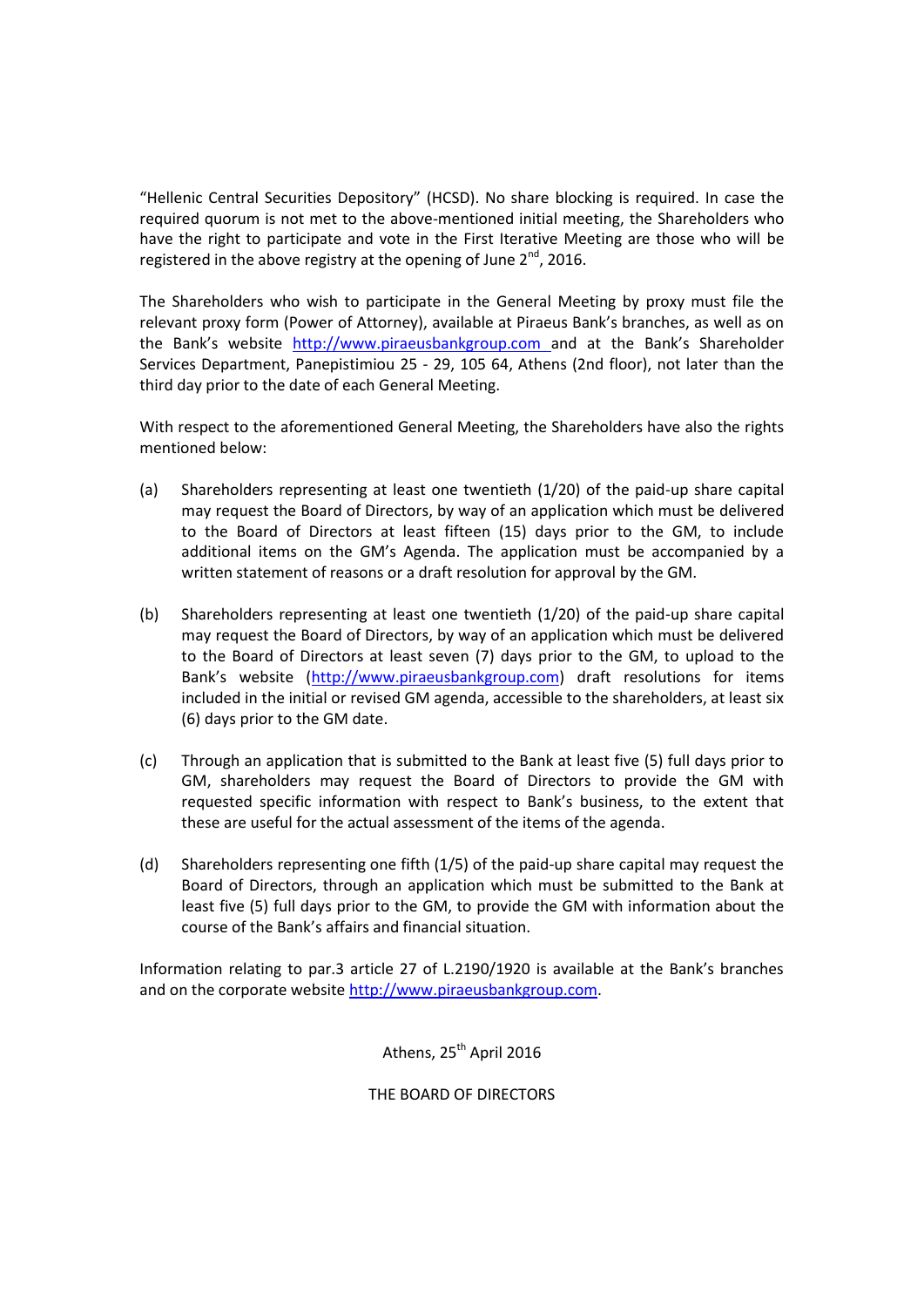"Hellenic Central Securities Depository" (HCSD). No share blocking is required. In case the required quorum is not met to the above-mentioned initial meeting, the Shareholders who have the right to participate and vote in the First Iterative Meeting are those who will be registered in the above registry at the opening of June 2nd, 2016.

The Shareholders who wish to participate in the General Meeting by proxy must file the relevant proxy form (Power of Attorney), available at Piraeus Bank's branches, as well as on the Bank's website http://www.piraeusbankgroup.com and at the Bank's Shareholder Services Department, Panepistimiou 25 - 29, 105 64, Athens (2nd floor), not later than the third day prior to the date of each General Meeting.

With respect to the aforementioned General Meeting, the Shareholders have also the rights mentioned below:

(a) Shareholders representing at least one twentieth (1/20) of the paid-up share capital may request the Board of Directors, by way of an application which must be delivered to the Board of Directors at least fifteen (15) days prior to the GM, to include additional items on the GM's Agenda. The application must be accompanied by a written statement of reasons or a draft resolution for approval by the GM.

(b) Shareholders representing at least one twentieth (1/20) of the paid-up share capital may request the Board of Directors, by way of an application which must be delivered to the Board of Directors at least seven (7) days prior to the GM, to upload to the Bank's website (http://www.piraeusbankgroup.com) draft resolutions for items included in the initial or revised GM agenda, accessible to the shareholders, at least six (6) days prior to the GM date.

(c) Through an application that is submitted to the Bank at least five (5) full days prior to GM, shareholders may request the Board of Directors to provide the GM with requested specific information with respect to Bank's business, to the extent that these are useful for the actual assessment of the items of the agenda.

(d) Shareholders representing one fifth (1/5) of the paid-up share capital may request the Board of Directors, through an application which must be submitted to the Bank at least five (5) full days prior to the GM, to provide the GM with information about the course of the Bank's affairs and financial situation.

Information relating to par.3 article 27 of L.2190/1920 is available at the Bank's branches and on the corporate website http://www.piraeusbankgroup.com.

Athens, 25th April 2016

THE BOARD OF DIRECTORS